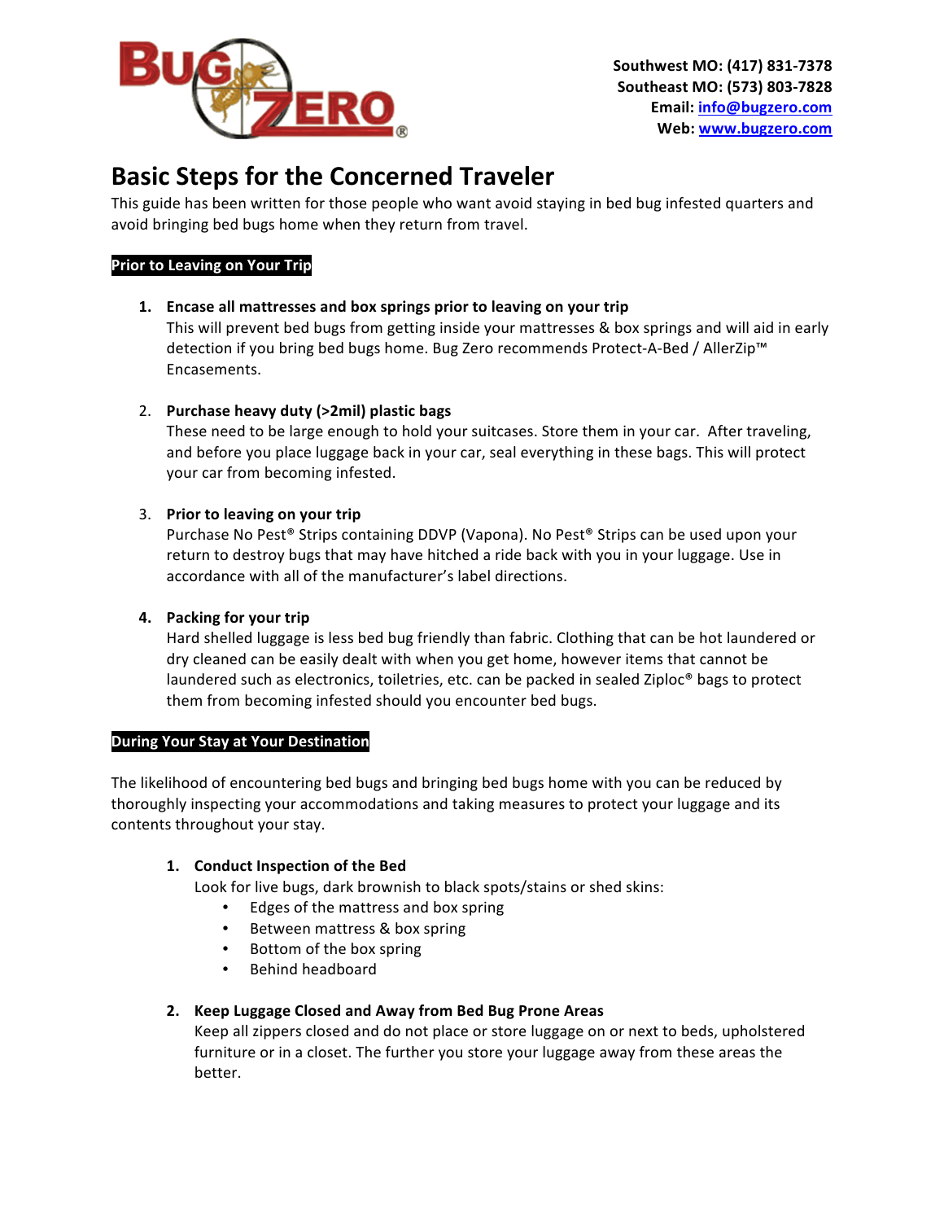Southwest MO: (417) 831-7378
Southeast MO: (573) 803-7828
Email: info@bugzero.com
Web: www.bugzero.com

# Basic Steps for the Concerned Traveler

This guide has been written for those people who want avoid staying in bed bug infested quarters and avoid bringing bed bugs home when they return from travel.

## Prior to Leaving on Your Trip

1. **Encase all mattresses and box springs prior to leaving on your trip**
   This will prevent bed bugs from getting inside your mattresses & box springs and will aid in early detection if you bring bed bugs home. Bug Zero recommends Protect-A-Bed / AllerZip™ Encasements.

2. **Purchase heavy duty (>2mil) plastic bags**
   These need to be large enough to hold your suitcases. Store them in your car. After traveling, and before you place luggage back in your car, seal everything in these bags. This will protect your car from becoming infested.

3. **Prior to leaving on your trip**
   Purchase No Pest® Strips containing DDVP (Vapona). No Pest® Strips can be used upon your return to destroy bugs that may have hitched a ride back with you in your luggage. Use in accordance with all of the manufacturer's label directions.

4. **Packing for your trip**
   Hard shelled luggage is less bed bug friendly than fabric. Clothing that can be hot laundered or dry cleaned can be easily dealt with when you get home, however items that cannot be laundered such as electronics, toiletries, etc. can be packed in sealed Ziploc® bags to protect them from becoming infested should you encounter bed bugs.

## During Your Stay at Your Destination

The likelihood of encountering bed bugs and bringing bed bugs home with you can be reduced by thoroughly inspecting your accommodations and taking measures to protect your luggage and its contents throughout your stay.

1. **Conduct Inspection of the Bed**
   Look for live bugs, dark brownish to black spots/stains or shed skins:
   - Edges of the mattress and box spring
   - Between mattress & box spring
   - Bottom of the box spring
   - Behind headboard

2. **Keep Luggage Closed and Away from Bed Bug Prone Areas**
   Keep all zippers closed and do not place or store luggage on or next to beds, upholstered furniture or in a closet. The further you store your luggage away from these areas the better.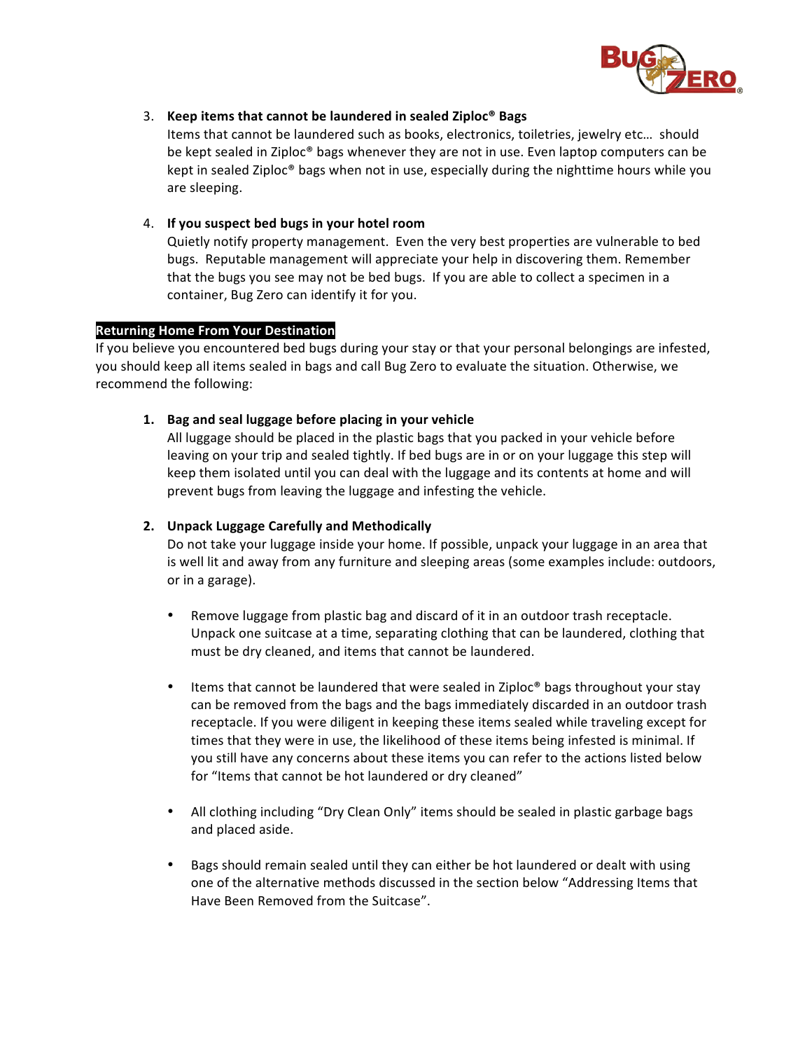3. **Keep items that cannot be laundered in sealed Ziploc® Bags**
   Items that cannot be laundered such as books, electronics, toiletries, jewelry etc… should be kept sealed in Ziploc® bags whenever they are not in use. Even laptop computers can be kept in sealed Ziploc® bags when not in use, especially during the nighttime hours while you are sleeping.

4. **If you suspect bed bugs in your hotel room**
   Quietly notify property management. Even the very best properties are vulnerable to bed bugs. Reputable management will appreciate your help in discovering them. Remember that the bugs you see may not be bed bugs. If you are able to collect a specimen in a container, Bug Zero can identify it for you.

**Returning Home From Your Destination**

If you believe you encountered bed bugs during your stay or that your personal belongings are infested, you should keep all items sealed in bags and call Bug Zero to evaluate the situation. Otherwise, we recommend the following:

1. **Bag and seal luggage before placing in your vehicle**
   All luggage should be placed in the plastic bags that you packed in your vehicle before leaving on your trip and sealed tightly. If bed bugs are in or on your luggage this step will keep them isolated until you can deal with the luggage and its contents at home and will prevent bugs from leaving the luggage and infesting the vehicle.

2. **Unpack Luggage Carefully and Methodically**
   Do not take your luggage inside your home. If possible, unpack your luggage in an area that is well lit and away from any furniture and sleeping areas (some examples include: outdoors, or in a garage).

   - Remove luggage from plastic bag and discard of it in an outdoor trash receptacle. Unpack one suitcase at a time, separating clothing that can be laundered, clothing that must be dry cleaned, and items that cannot be laundered.

   - Items that cannot be laundered that were sealed in Ziploc® bags throughout your stay can be removed from the bags and the bags immediately discarded in an outdoor trash receptacle. If you were diligent in keeping these items sealed while traveling except for times that they were in use, the likelihood of these items being infested is minimal. If you still have any concerns about these items you can refer to the actions listed below for "Items that cannot be hot laundered or dry cleaned"

   - All clothing including "Dry Clean Only" items should be sealed in plastic garbage bags and placed aside.

   - Bags should remain sealed until they can either be hot laundered or dealt with using one of the alternative methods discussed in the section below "Addressing Items that Have Been Removed from the Suitcase".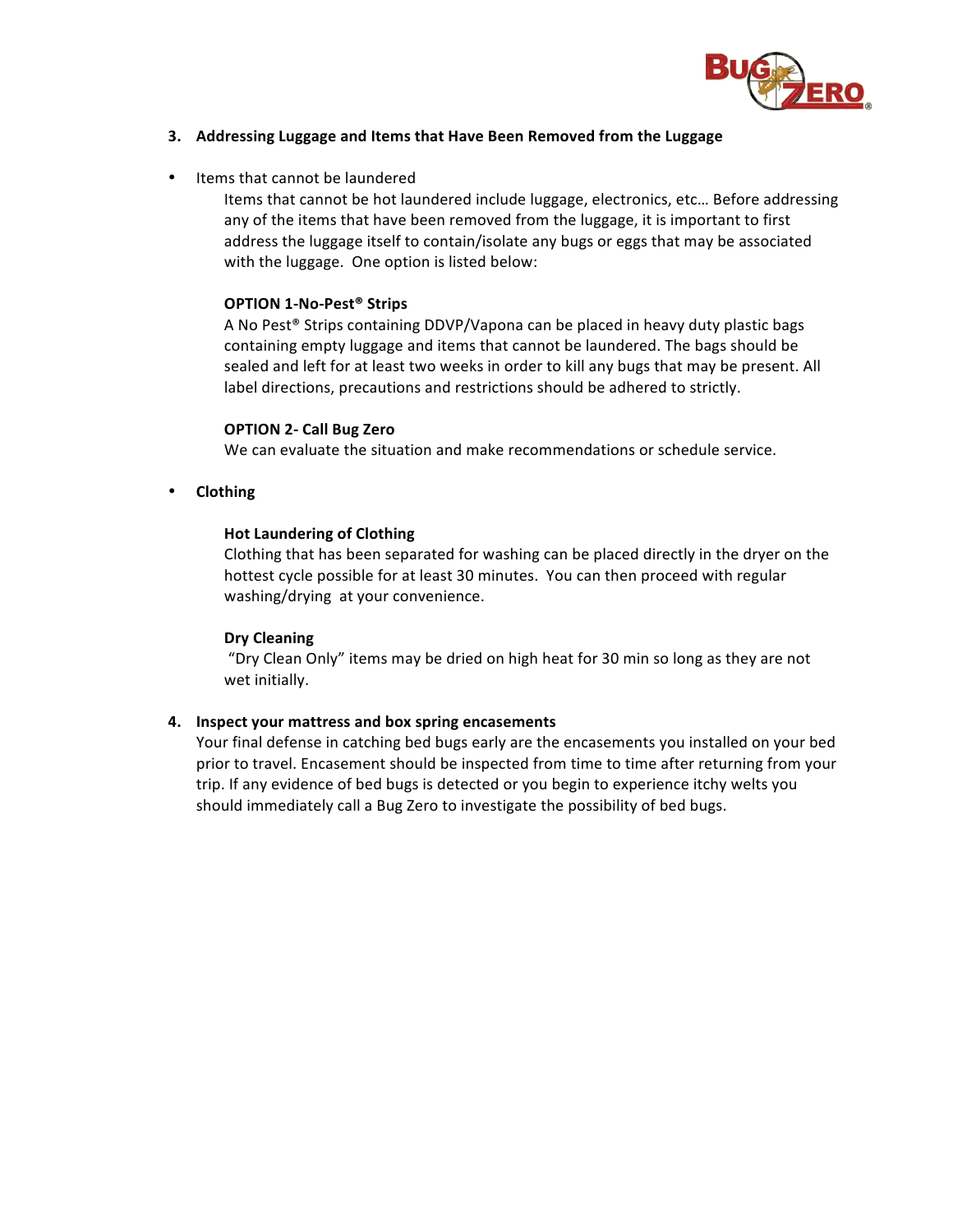## 3. Addressing Luggage and Items that Have Been Removed from the Luggage

- Items that cannot be laundered

  Items that cannot be hot laundered include luggage, electronics, etc… Before addressing any of the items that have been removed from the luggage, it is important to first address the luggage itself to contain/isolate any bugs or eggs that may be associated with the luggage. One option is listed below:

  **OPTION 1-No-Pest® Strips**

  A No Pest® Strips containing DDVP/Vapona can be placed in heavy duty plastic bags containing empty luggage and items that cannot be laundered. The bags should be sealed and left for at least two weeks in order to kill any bugs that may be present. All label directions, precautions and restrictions should be adhered to strictly.

  **OPTION 2- Call Bug Zero**

  We can evaluate the situation and make recommendations or schedule service.

- **Clothing**

  **Hot Laundering of Clothing**

  Clothing that has been separated for washing can be placed directly in the dryer on the hottest cycle possible for at least 30 minutes. You can then proceed with regular washing/drying at your convenience.

  **Dry Cleaning**

  "Dry Clean Only" items may be dried on high heat for 30 min so long as they are not wet initially.

## 4. Inspect your mattress and box spring encasements

Your final defense in catching bed bugs early are the encasements you installed on your bed prior to travel. Encasement should be inspected from time to time after returning from your trip. If any evidence of bed bugs is detected or you begin to experience itchy welts you should immediately call a Bug Zero to investigate the possibility of bed bugs.